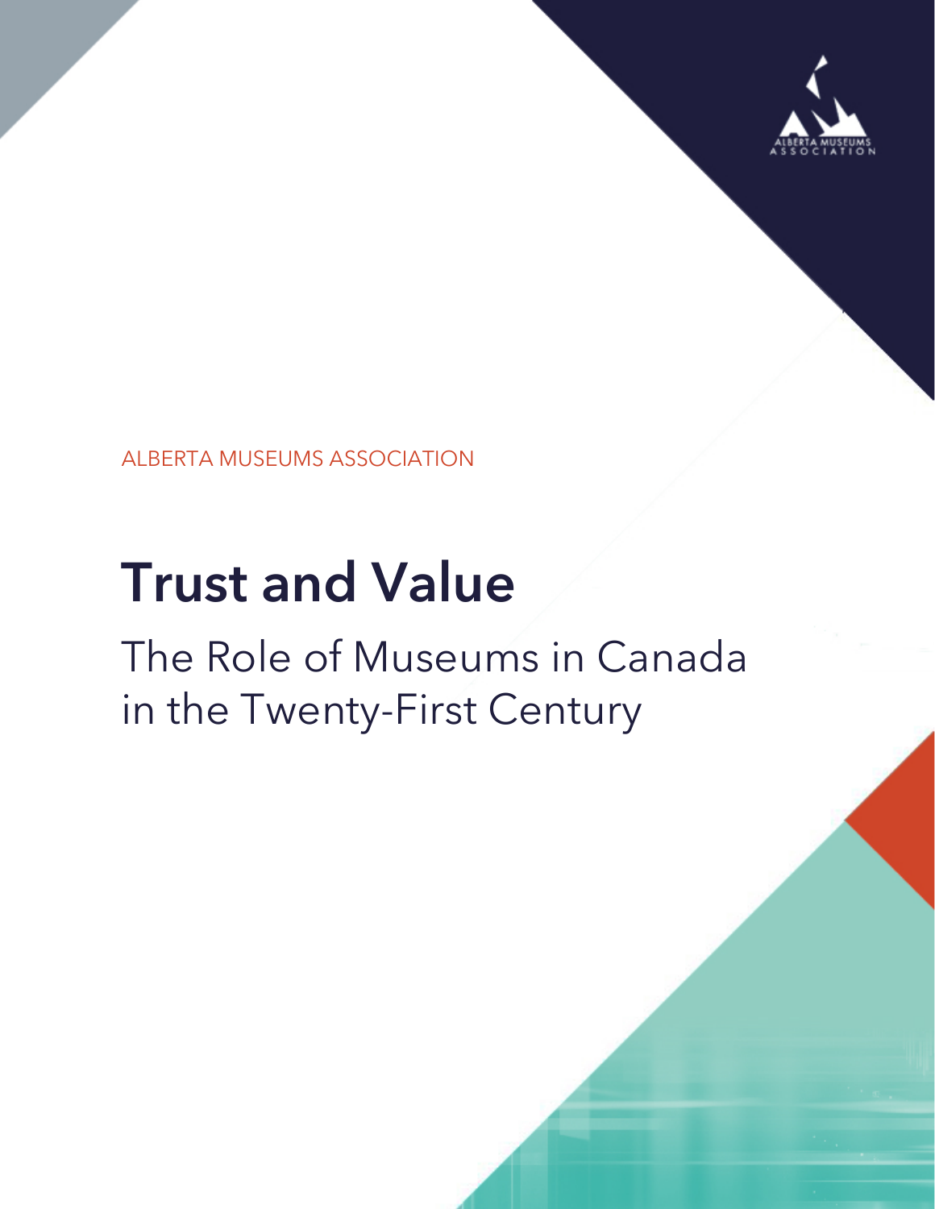ALBERTA MUSEUMS ASSOCIATION

# Trust and Value

## The Role of Museums in Canada in the Twenty-First Century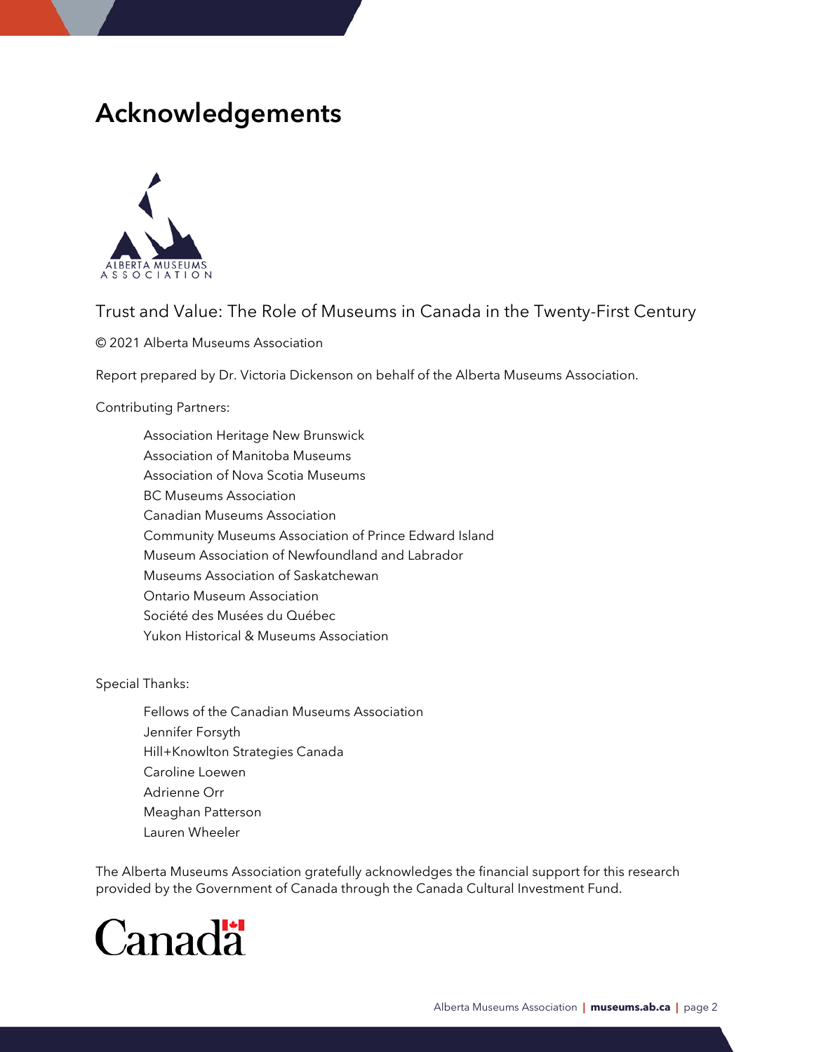# Acknowledgements

Trust and Value: The Role of Museums in Canada in the Twenty-First Century

© 2021 Alberta Museums Association

Report prepared by Dr. Victoria Dickenson on behalf of the Alberta Museums Association.

Contributing Partners:

- Association Heritage New Brunswick
- Association of Manitoba Museums
- Association of Nova Scotia Museums
- BC Museums Association
- Canadian Museums Association
- Community Museums Association of Prince Edward Island
- Museum Association of Newfoundland and Labrador
- Museums Association of Saskatchewan
- Ontario Museum Association
- Société des Musées du Québec
- Yukon Historical & Museums Association

Special Thanks:

- Fellows of the Canadian Museums Association
- Jennifer Forsyth
- Hill+Knowlton Strategies Canada
- Caroline Loewen
- Adrienne Orr
- Meaghan Patterson
- Lauren Wheeler

The Alberta Museums Association gratefully acknowledges the financial support for this research provided by the Government of Canada through the Canada Cultural Investment Fund.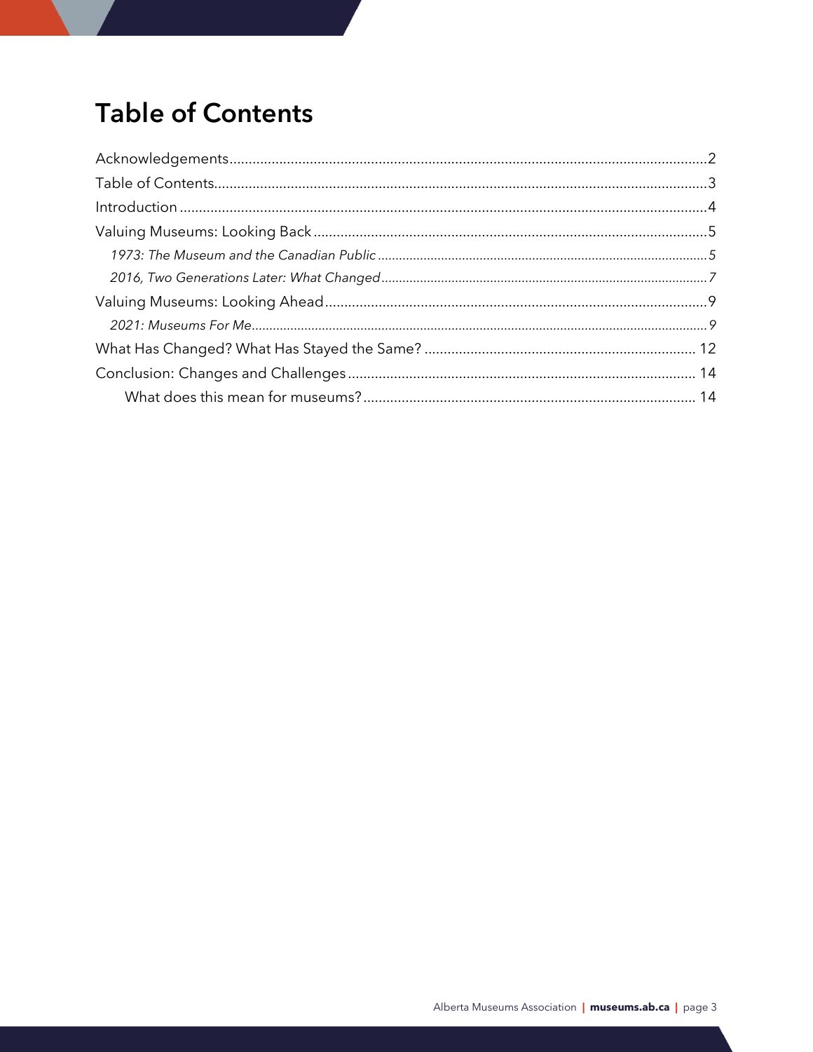# Table of Contents

Acknowledgements....2
Table of Contents....3
Introduction....4
Valuing Museums: Looking Back....5
*1973: The Museum and the Canadian Public*....5
*2016, Two Generations Later: What Changed*....7
Valuing Museums: Looking Ahead....9
*2021: Museums For Me*....9
What Has Changed? What Has Stayed the Same?....12
Conclusion: Changes and Challenges....14
What does this mean for museums?....14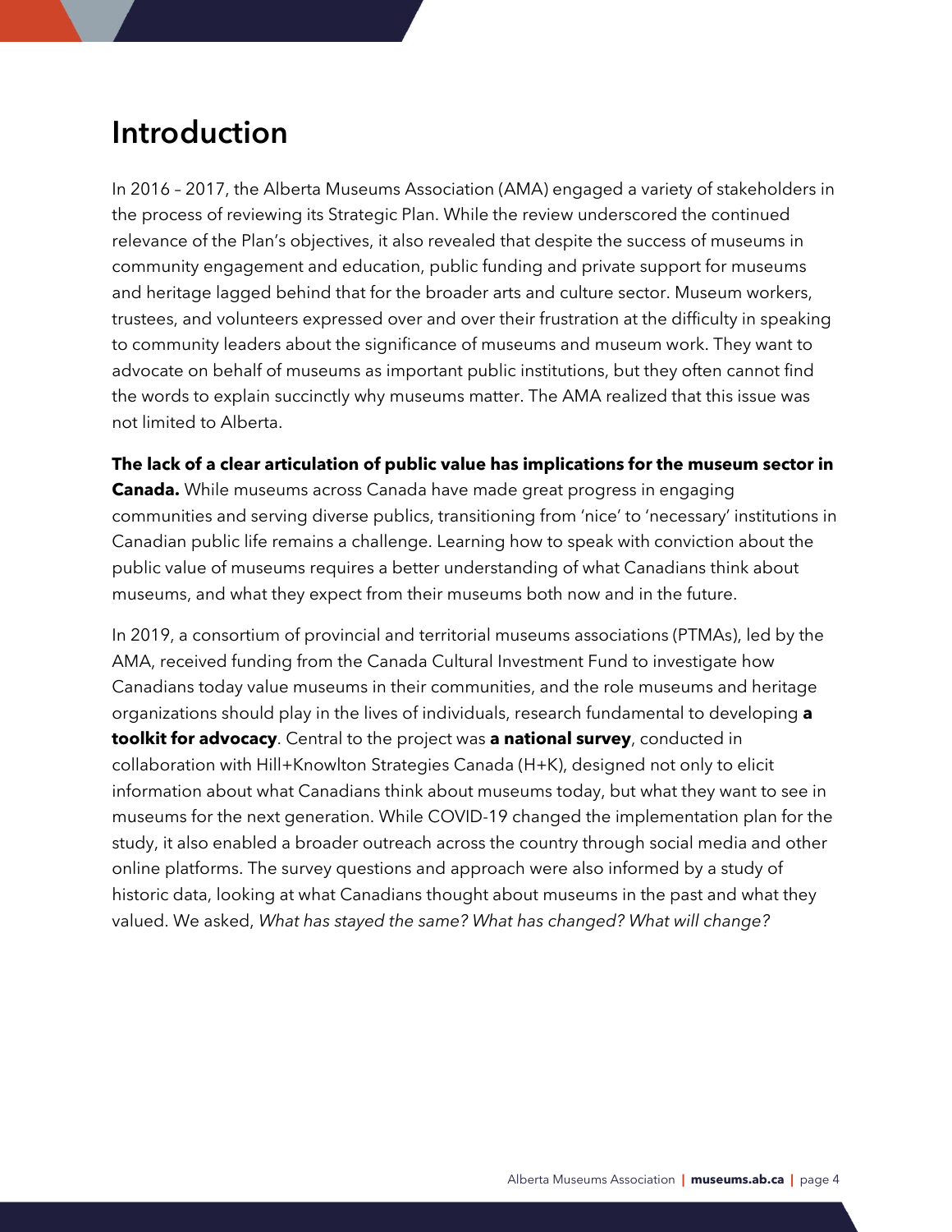# Introduction

In 2016 – 2017, the Alberta Museums Association (AMA) engaged a variety of stakeholders in the process of reviewing its Strategic Plan. While the review underscored the continued relevance of the Plan's objectives, it also revealed that despite the success of museums in community engagement and education, public funding and private support for museums and heritage lagged behind that for the broader arts and culture sector. Museum workers, trustees, and volunteers expressed over and over their frustration at the difficulty in speaking to community leaders about the significance of museums and museum work. They want to advocate on behalf of museums as important public institutions, but they often cannot find the words to explain succinctly why museums matter. The AMA realized that this issue was not limited to Alberta.

**The lack of a clear articulation of public value has implications for the museum sector in Canada.** While museums across Canada have made great progress in engaging communities and serving diverse publics, transitioning from 'nice' to 'necessary' institutions in Canadian public life remains a challenge. Learning how to speak with conviction about the public value of museums requires a better understanding of what Canadians think about museums, and what they expect from their museums both now and in the future.

In 2019, a consortium of provincial and territorial museums associations (PTMAs), led by the AMA, received funding from the Canada Cultural Investment Fund to investigate how Canadians today value museums in their communities, and the role museums and heritage organizations should play in the lives of individuals, research fundamental to developing **a toolkit for advocacy**. Central to the project was **a national survey**, conducted in collaboration with Hill+Knowlton Strategies Canada (H+K), designed not only to elicit information about what Canadians think about museums today, but what they want to see in museums for the next generation. While COVID-19 changed the implementation plan for the study, it also enabled a broader outreach across the country through social media and other online platforms. The survey questions and approach were also informed by a study of historic data, looking at what Canadians thought about museums in the past and what they valued. We asked, *What has stayed the same? What has changed? What will change?*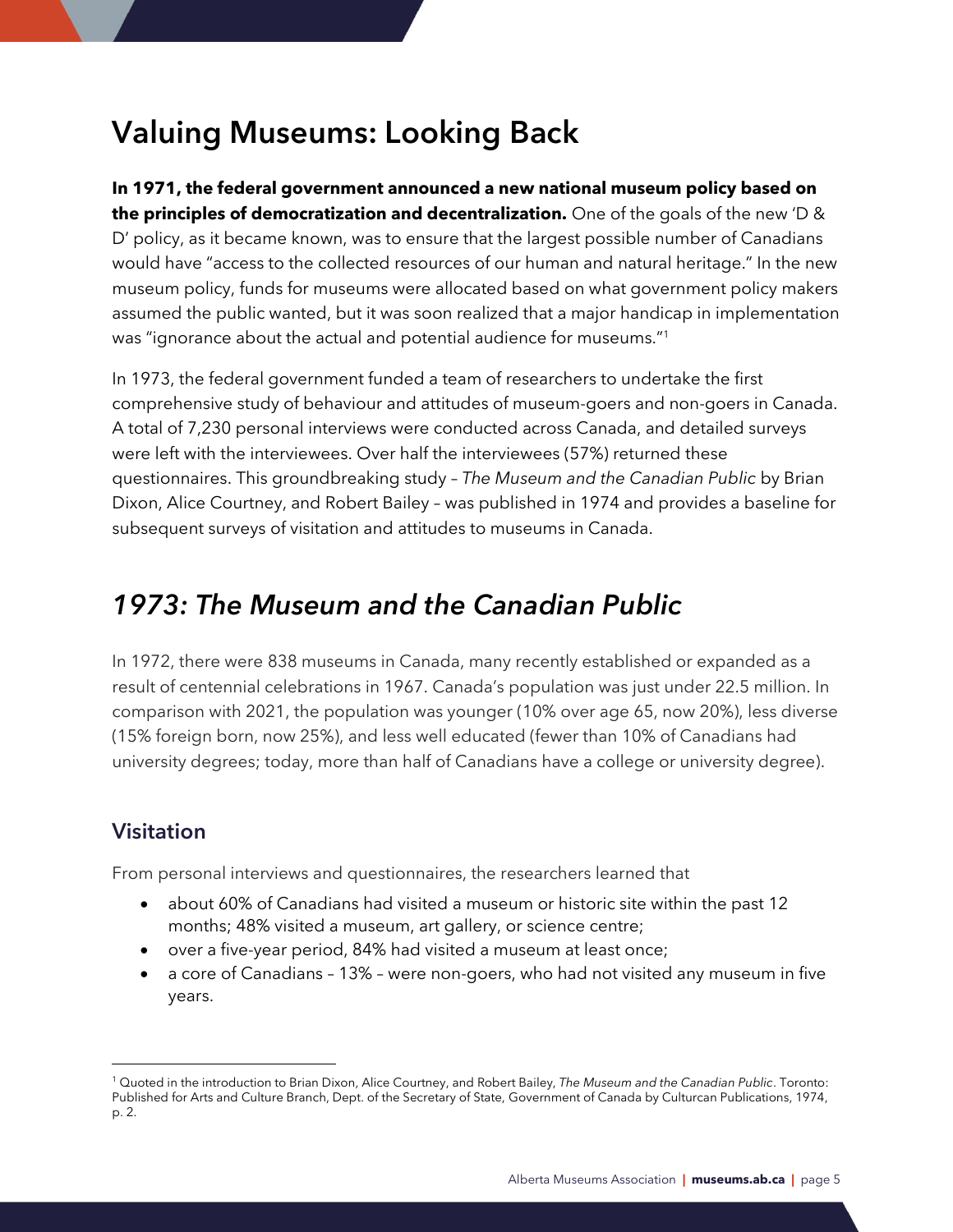# Valuing Museums: Looking Back

**In 1971, the federal government announced a new national museum policy based on the principles of democratization and decentralization.** One of the goals of the new 'D & D' policy, as it became known, was to ensure that the largest possible number of Canadians would have "access to the collected resources of our human and natural heritage." In the new museum policy, funds for museums were allocated based on what government policy makers assumed the public wanted, but it was soon realized that a major handicap in implementation was "ignorance about the actual and potential audience for museums."[1]

In 1973, the federal government funded a team of researchers to undertake the first comprehensive study of behaviour and attitudes of museum-goers and non-goers in Canada. A total of 7,230 personal interviews were conducted across Canada, and detailed surveys were left with the interviewees. Over half the interviewees (57%) returned these questionnaires. This groundbreaking study – *The Museum and the Canadian Public* by Brian Dixon, Alice Courtney, and Robert Bailey – was published in 1974 and provides a baseline for subsequent surveys of visitation and attitudes to museums in Canada.

## *1973: The Museum and the Canadian Public*

In 1972, there were 838 museums in Canada, many recently established or expanded as a result of centennial celebrations in 1967. Canada's population was just under 22.5 million. In comparison with 2021, the population was younger (10% over age 65, now 20%), less diverse (15% foreign born, now 25%), and less well educated (fewer than 10% of Canadians had university degrees; today, more than half of Canadians have a college or university degree).

### Visitation

From personal interviews and questionnaires, the researchers learned that

- about 60% of Canadians had visited a museum or historic site within the past 12 months; 48% visited a museum, art gallery, or science centre;
- over a five-year period, 84% had visited a museum at least once;
- a core of Canadians – 13% – were non-goers, who had not visited any museum in five years.

[1] Quoted in the introduction to Brian Dixon, Alice Courtney, and Robert Bailey, *The Museum and the Canadian Public*. Toronto: Published for Arts and Culture Branch, Dept. of the Secretary of State, Government of Canada by Culturcan Publications, 1974, p. 2.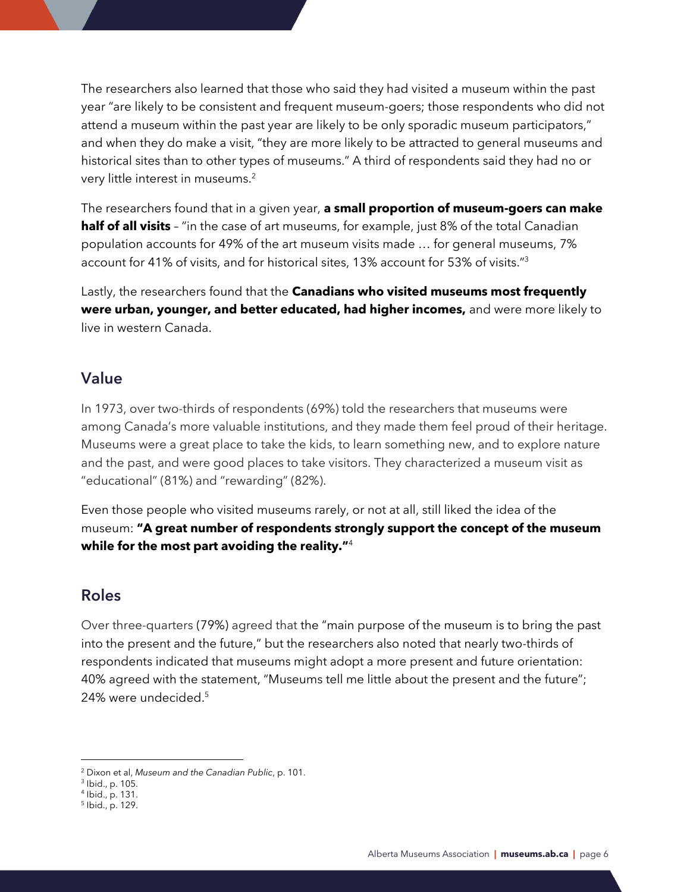The researchers also learned that those who said they had visited a museum within the past year "are likely to be consistent and frequent museum-goers; those respondents who did not attend a museum within the past year are likely to be only sporadic museum participators," and when they do make a visit, "they are more likely to be attracted to general museums and historical sites than to other types of museums." A third of respondents said they had no or very little interest in museums.[2]

The researchers found that in a given year, **a small proportion of museum-goers can make half of all visits** – "in the case of art museums, for example, just 8% of the total Canadian population accounts for 49% of the art museum visits made … for general museums, 7% account for 41% of visits, and for historical sites, 13% account for 53% of visits."[3]

Lastly, the researchers found that the **Canadians who visited museums most frequently were urban, younger, and better educated, had higher incomes,** and were more likely to live in western Canada.

## Value

In 1973, over two-thirds of respondents (69%) told the researchers that museums were among Canada's more valuable institutions, and they made them feel proud of their heritage. Museums were a great place to take the kids, to learn something new, and to explore nature and the past, and were good places to take visitors. They characterized a museum visit as "educational" (81%) and "rewarding" (82%).

Even those people who visited museums rarely, or not at all, still liked the idea of the museum: **"A great number of respondents strongly support the concept of the museum while for the most part avoiding the reality."**[4]

## Roles

Over three-quarters (79%) agreed that the "main purpose of the museum is to bring the past into the present and the future," but the researchers also noted that nearly two-thirds of respondents indicated that museums might adopt a more present and future orientation: 40% agreed with the statement, "Museums tell me little about the present and the future"; 24% were undecided.[5]

---

[2] Dixon et al, *Museum and the Canadian Public*, p. 101.

[3] Ibid., p. 105.

[4] Ibid., p. 131.

[5] Ibid., p. 129.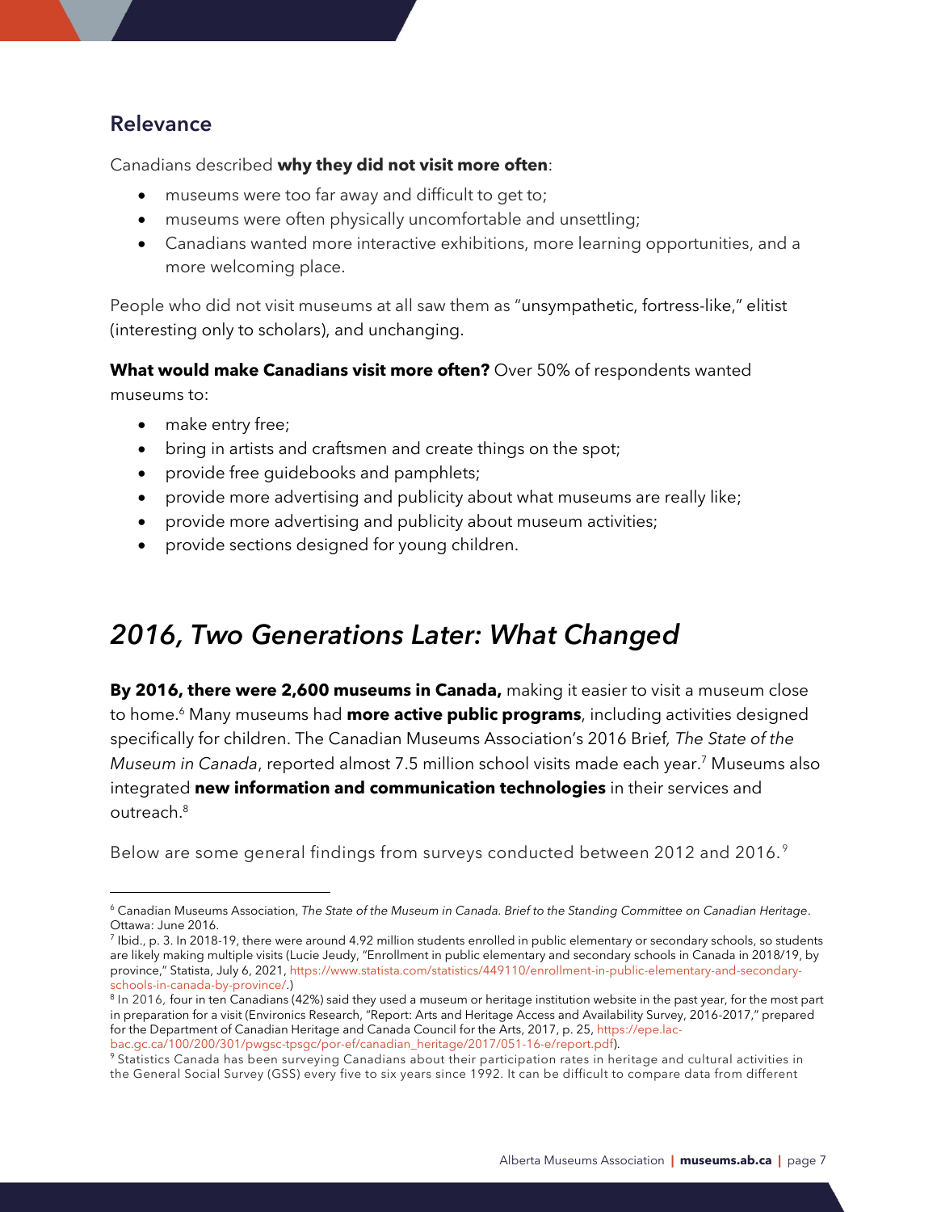### Relevance

Canadians described **why they did not visit more often**:

- museums were too far away and difficult to get to;
- museums were often physically uncomfortable and unsettling;
- Canadians wanted more interactive exhibitions, more learning opportunities, and a more welcoming place.

People who did not visit museums at all saw them as "unsympathetic, fortress-like," elitist (interesting only to scholars), and unchanging.

**What would make Canadians visit more often?** Over 50% of respondents wanted museums to:

- make entry free;
- bring in artists and craftsmen and create things on the spot;
- provide free guidebooks and pamphlets;
- provide more advertising and publicity about what museums are really like;
- provide more advertising and publicity about museum activities;
- provide sections designed for young children.

## *2016, Two Generations Later: What Changed*

**By 2016, there were 2,600 museums in Canada,** making it easier to visit a museum close to home.[6] Many museums had **more active public programs**, including activities designed specifically for children. The Canadian Museums Association's 2016 Brief, *The State of the Museum in Canada*, reported almost 7.5 million school visits made each year.[7] Museums also integrated **new information and communication technologies** in their services and outreach.[8]

Below are some general findings from surveys conducted between 2012 and 2016.[9]

---

[6] Canadian Museums Association, *The State of the Museum in Canada. Brief to the Standing Committee on Canadian Heritage*. Ottawa: June 2016.

[7] Ibid., p. 3. In 2018-19, there were around 4.92 million students enrolled in public elementary or secondary schools, so students are likely making multiple visits (Lucie Jeudy, "Enrollment in public elementary and secondary schools in Canada in 2018/19, by province," Statista, July 6, 2021, https://www.statista.com/statistics/449110/enrollment-in-public-elementary-and-secondary-schools-in-canada-by-province/.)

[8] In 2016, four in ten Canadians (42%) said they used a museum or heritage institution website in the past year, for the most part in preparation for a visit (Environics Research, "Report: Arts and Heritage Access and Availability Survey, 2016-2017," prepared for the Department of Canadian Heritage and Canada Council for the Arts, 2017, p. 25, https://epe.lac-bac.gc.ca/100/200/301/pwgsc-tpsgc/por-ef/canadian_heritage/2017/051-16-e/report.pdf).

[9] Statistics Canada has been surveying Canadians about their participation rates in heritage and cultural activities in the General Social Survey (GSS) every five to six years since 1992. It can be difficult to compare data from different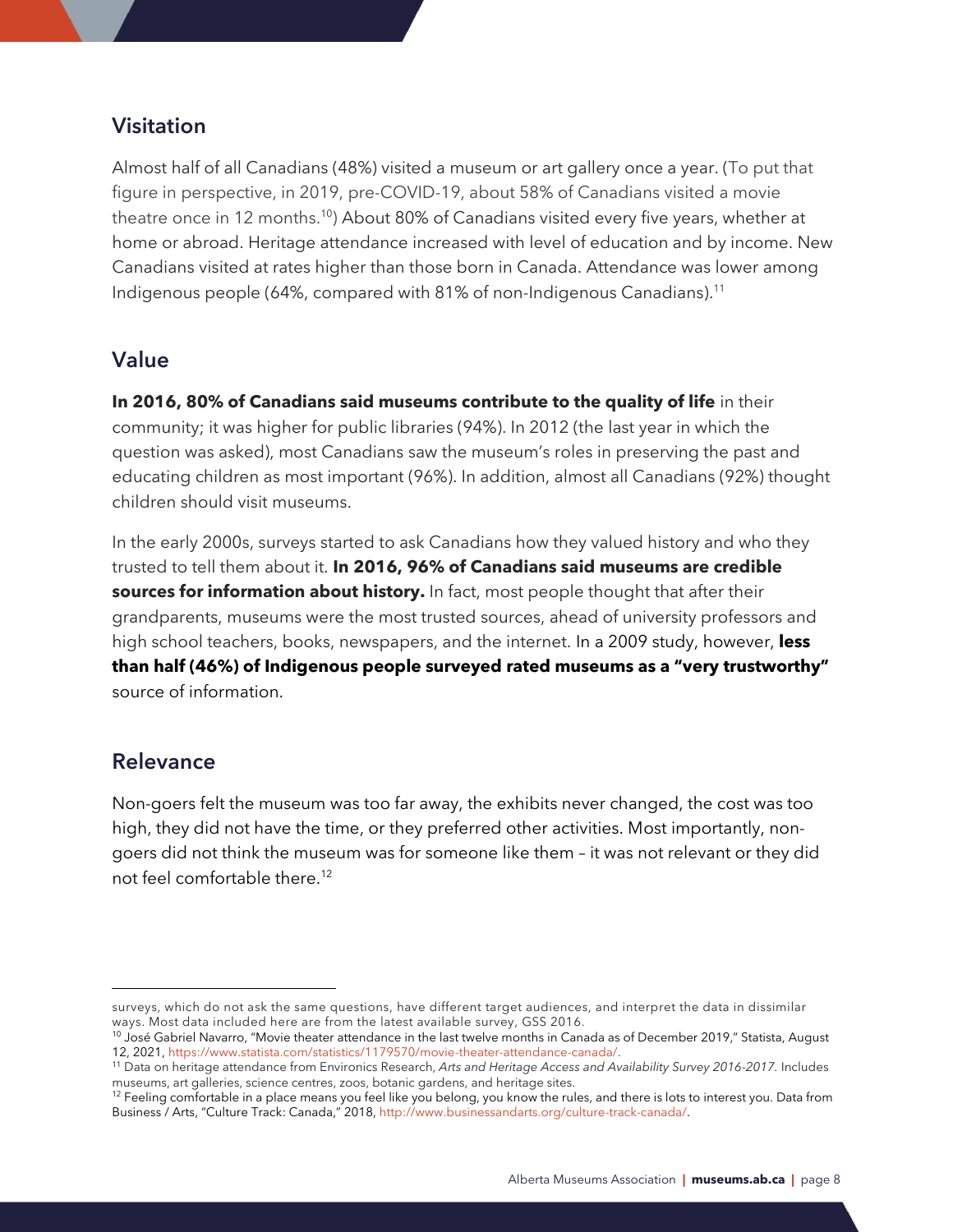## Visitation

Almost half of all Canadians (48%) visited a museum or art gallery once a year. (To put that figure in perspective, in 2019, pre-COVID-19, about 58% of Canadians visited a movie theatre once in 12 months.[10]) About 80% of Canadians visited every five years, whether at home or abroad. Heritage attendance increased with level of education and by income. New Canadians visited at rates higher than those born in Canada. Attendance was lower among Indigenous people (64%, compared with 81% of non-Indigenous Canadians).[11]

## Value

**In 2016, 80% of Canadians said museums contribute to the quality of life** in their community; it was higher for public libraries (94%). In 2012 (the last year in which the question was asked), most Canadians saw the museum's roles in preserving the past and educating children as most important (96%). In addition, almost all Canadians (92%) thought children should visit museums.

In the early 2000s, surveys started to ask Canadians how they valued history and who they trusted to tell them about it. **In 2016, 96% of Canadians said museums are credible sources for information about history.** In fact, most people thought that after their grandparents, museums were the most trusted sources, ahead of university professors and high school teachers, books, newspapers, and the internet. In a 2009 study, however, **less than half (46%) of Indigenous people surveyed rated museums as a "very trustworthy"** source of information.

## Relevance

Non-goers felt the museum was too far away, the exhibits never changed, the cost was too high, they did not have the time, or they preferred other activities. Most importantly, non-goers did not think the museum was for someone like them – it was not relevant or they did not feel comfortable there.[12]

---

surveys, which do not ask the same questions, have different target audiences, and interpret the data in dissimilar ways. Most data included here are from the latest available survey, GSS 2016.

[10] José Gabriel Navarro, "Movie theater attendance in the last twelve months in Canada as of December 2019," Statista, August 12, 2021, https://www.statista.com/statistics/1179570/movie-theater-attendance-canada/.

[11] Data on heritage attendance from Environics Research, *Arts and Heritage Access and Availability Survey 2016-2017.* Includes museums, art galleries, science centres, zoos, botanic gardens, and heritage sites.

[12] Feeling comfortable in a place means you feel like you belong, you know the rules, and there is lots to interest you. Data from Business / Arts, "Culture Track: Canada," 2018, http://www.businessandarts.org/culture-track-canada/.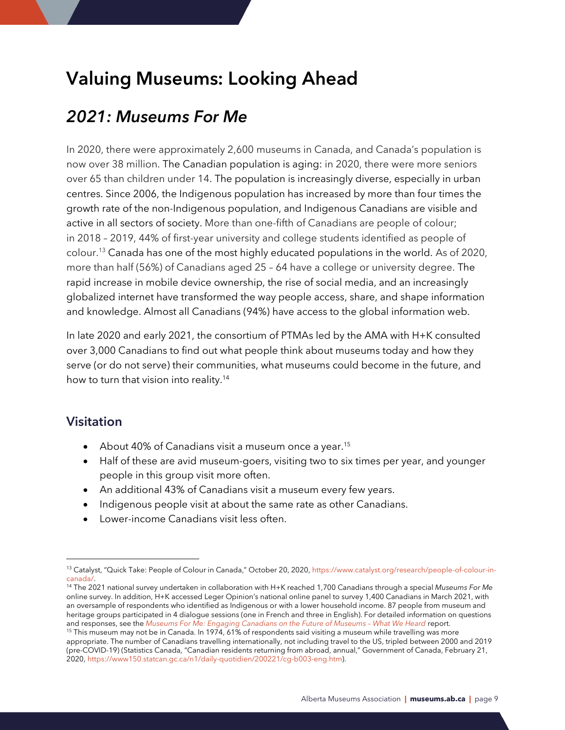# Valuing Museums: Looking Ahead

## *2021: Museums For Me*

In 2020, there were approximately 2,600 museums in Canada, and Canada's population is now over 38 million. The Canadian population is aging: in 2020, there were more seniors over 65 than children under 14. The population is increasingly diverse, especially in urban centres. Since 2006, the Indigenous population has increased by more than four times the growth rate of the non-Indigenous population, and Indigenous Canadians are visible and active in all sectors of society. More than one-fifth of Canadians are people of colour; in 2018 – 2019, 44% of first-year university and college students identified as people of colour.[13] Canada has one of the most highly educated populations in the world. As of 2020, more than half (56%) of Canadians aged 25 – 64 have a college or university degree. The rapid increase in mobile device ownership, the rise of social media, and an increasingly globalized internet have transformed the way people access, share, and shape information and knowledge. Almost all Canadians (94%) have access to the global information web.

In late 2020 and early 2021, the consortium of PTMAs led by the AMA with H+K consulted over 3,000 Canadians to find out what people think about museums today and how they serve (or do not serve) their communities, what museums could become in the future, and how to turn that vision into reality.[14]

### Visitation

- About 40% of Canadians visit a museum once a year.[15]
- Half of these are avid museum-goers, visiting two to six times per year, and younger people in this group visit more often.
- An additional 43% of Canadians visit a museum every few years.
- Indigenous people visit at about the same rate as other Canadians.
- Lower-income Canadians visit less often.

---

[13] Catalyst, "Quick Take: People of Colour in Canada," October 20, 2020, https://www.catalyst.org/research/people-of-colour-in-canada/.

[14] The 2021 national survey undertaken in collaboration with H+K reached 1,700 Canadians through a special *Museums For Me* online survey. In addition, H+K accessed Leger Opinion's national online panel to survey 1,400 Canadians in March 2021, with an oversample of respondents who identified as Indigenous or with a lower household income. 87 people from museum and heritage groups participated in 4 dialogue sessions (one in French and three in English). For detailed information on questions and responses, see the *Museums For Me: Engaging Canadians on the Future of Museums – What We Heard* report.

[15] This museum may not be in Canada. In 1974, 61% of respondents said visiting a museum while travelling was more appropriate. The number of Canadians travelling internationally, not including travel to the US, tripled between 2000 and 2019 (pre-COVID-19) (Statistics Canada, "Canadian residents returning from abroad, annual," Government of Canada, February 21, 2020, https://www150.statcan.gc.ca/n1/daily-quotidien/200221/cg-b003-eng.htm).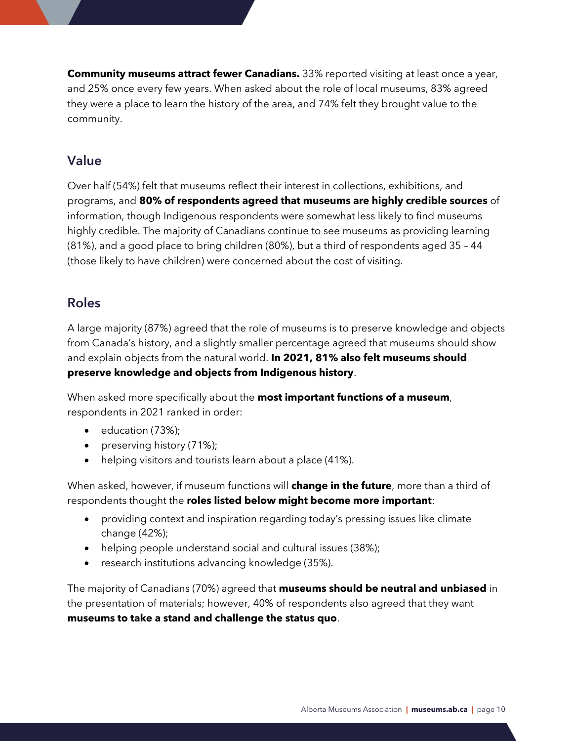**Community museums attract fewer Canadians.** 33% reported visiting at least once a year, and 25% once every few years. When asked about the role of local museums, 83% agreed they were a place to learn the history of the area, and 74% felt they brought value to the community.

## Value

Over half (54%) felt that museums reflect their interest in collections, exhibitions, and programs, and **80% of respondents agreed that museums are highly credible sources** of information, though Indigenous respondents were somewhat less likely to find museums highly credible. The majority of Canadians continue to see museums as providing learning (81%), and a good place to bring children (80%), but a third of respondents aged 35 – 44 (those likely to have children) were concerned about the cost of visiting.

## Roles

A large majority (87%) agreed that the role of museums is to preserve knowledge and objects from Canada's history, and a slightly smaller percentage agreed that museums should show and explain objects from the natural world. **In 2021, 81% also felt museums should preserve knowledge and objects from Indigenous history**.

When asked more specifically about the **most important functions of a museum**, respondents in 2021 ranked in order:

- education (73%);
- preserving history (71%);
- helping visitors and tourists learn about a place (41%).

When asked, however, if museum functions will **change in the future**, more than a third of respondents thought the **roles listed below might become more important**:

- providing context and inspiration regarding today's pressing issues like climate change (42%);
- helping people understand social and cultural issues (38%);
- research institutions advancing knowledge (35%).

The majority of Canadians (70%) agreed that **museums should be neutral and unbiased** in the presentation of materials; however, 40% of respondents also agreed that they want **museums to take a stand and challenge the status quo**.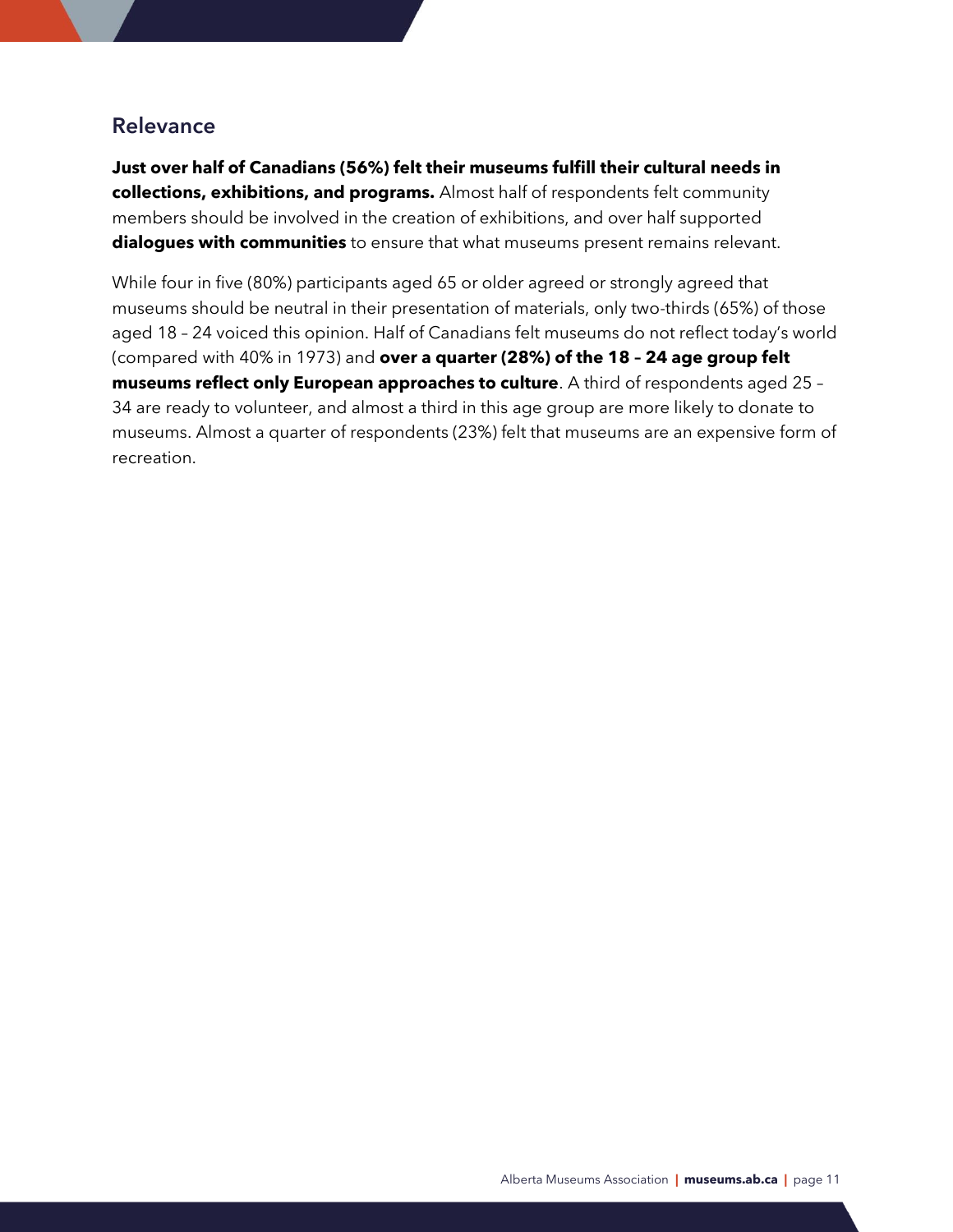## Relevance

**Just over half of Canadians (56%) felt their museums fulfill their cultural needs in collections, exhibitions, and programs.** Almost half of respondents felt community members should be involved in the creation of exhibitions, and over half supported **dialogues with communities** to ensure that what museums present remains relevant.

While four in five (80%) participants aged 65 or older agreed or strongly agreed that museums should be neutral in their presentation of materials, only two-thirds (65%) of those aged 18 – 24 voiced this opinion. Half of Canadians felt museums do not reflect today's world (compared with 40% in 1973) and **over a quarter (28%) of the 18 – 24 age group felt museums reflect only European approaches to culture**. A third of respondents aged 25 – 34 are ready to volunteer, and almost a third in this age group are more likely to donate to museums. Almost a quarter of respondents (23%) felt that museums are an expensive form of recreation.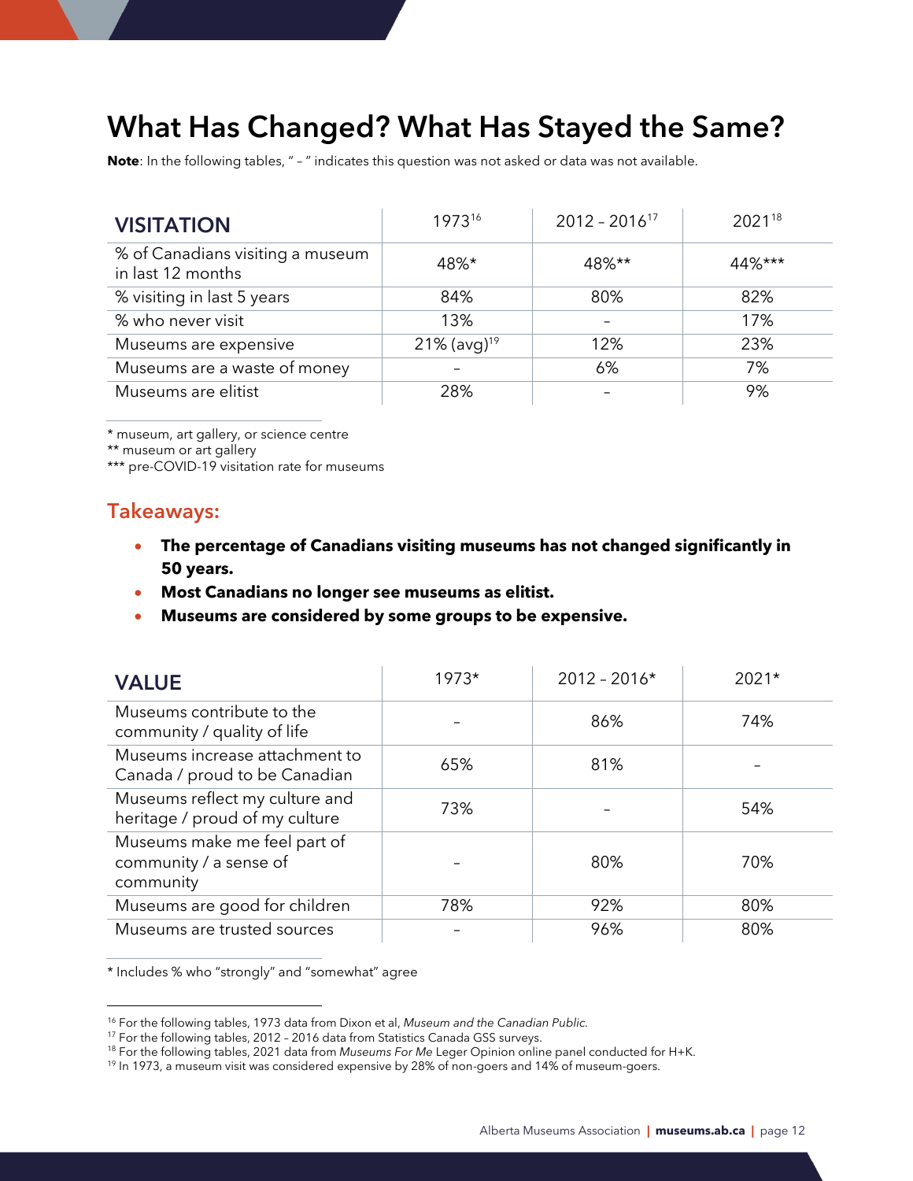# What Has Changed? What Has Stayed the Same?

**Note**: In the following tables, " – " indicates this question was not asked or data was not available.

| VISITATION | 1973[16] | 2012 – 2016[17] | 2021[18] |
|---|---|---|---|
| % of Canadians visiting a museum in last 12 months | 48%* | 48%** | 44%*** |
| % visiting in last 5 years | 84% | 80% | 82% |
| % who never visit | 13% | – | 17% |
| Museums are expensive | 21% (avg)[19] | 12% | 23% |
| Museums are a waste of money | – | 6% | 7% |
| Museums are elitist | 28% | – | 9% |

* museum, art gallery, or science centre
** museum or art gallery
*** pre-COVID-19 visitation rate for museums

## Takeaways:

- **The percentage of Canadians visiting museums has not changed significantly in 50 years.**
- **Most Canadians no longer see museums as elitist.**
- **Museums are considered by some groups to be expensive.**

| VALUE | 1973* | 2012 – 2016* | 2021* |
|---|---|---|---|
| Museums contribute to the community / quality of life | – | 86% | 74% |
| Museums increase attachment to Canada / proud to be Canadian | 65% | 81% | – |
| Museums reflect my culture and heritage / proud of my culture | 73% | – | 54% |
| Museums make me feel part of community / a sense of community | – | 80% | 70% |
| Museums are good for children | 78% | 92% | 80% |
| Museums are trusted sources | – | 96% | 80% |

* Includes % who "strongly" and "somewhat" agree

[16] For the following tables, 1973 data from Dixon et al, *Museum and the Canadian Public*.
[17] For the following tables, 2012 – 2016 data from Statistics Canada GSS surveys.
[18] For the following tables, 2021 data from *Museums For Me* Leger Opinion online panel conducted for H+K.
[19] In 1973, a museum visit was considered expensive by 28% of non-goers and 14% of museum-goers.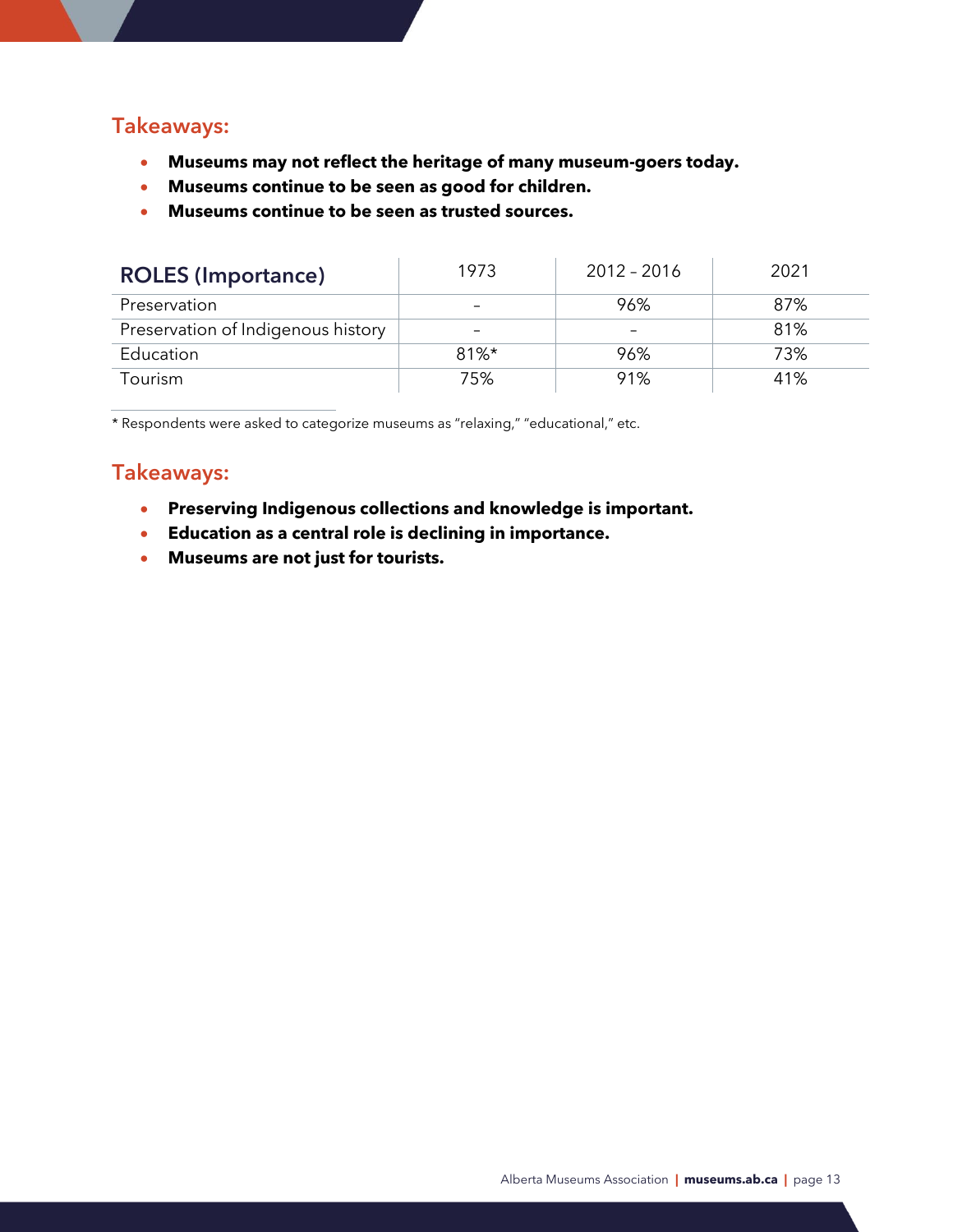## Takeaways:

- **Museums may not reflect the heritage of many museum-goers today.**
- **Museums continue to be seen as good for children.**
- **Museums continue to be seen as trusted sources.**

| ROLES (Importance) | 1973 | 2012 – 2016 | 2021 |
|---|---|---|---|
| Preservation | – | 96% | 87% |
| Preservation of Indigenous history | – | – | 81% |
| Education | 81%* | 96% | 73% |
| Tourism | 75% | 91% | 41% |

* Respondents were asked to categorize museums as "relaxing," "educational," etc.

## Takeaways:

- **Preserving Indigenous collections and knowledge is important.**
- **Education as a central role is declining in importance.**
- **Museums are not just for tourists.**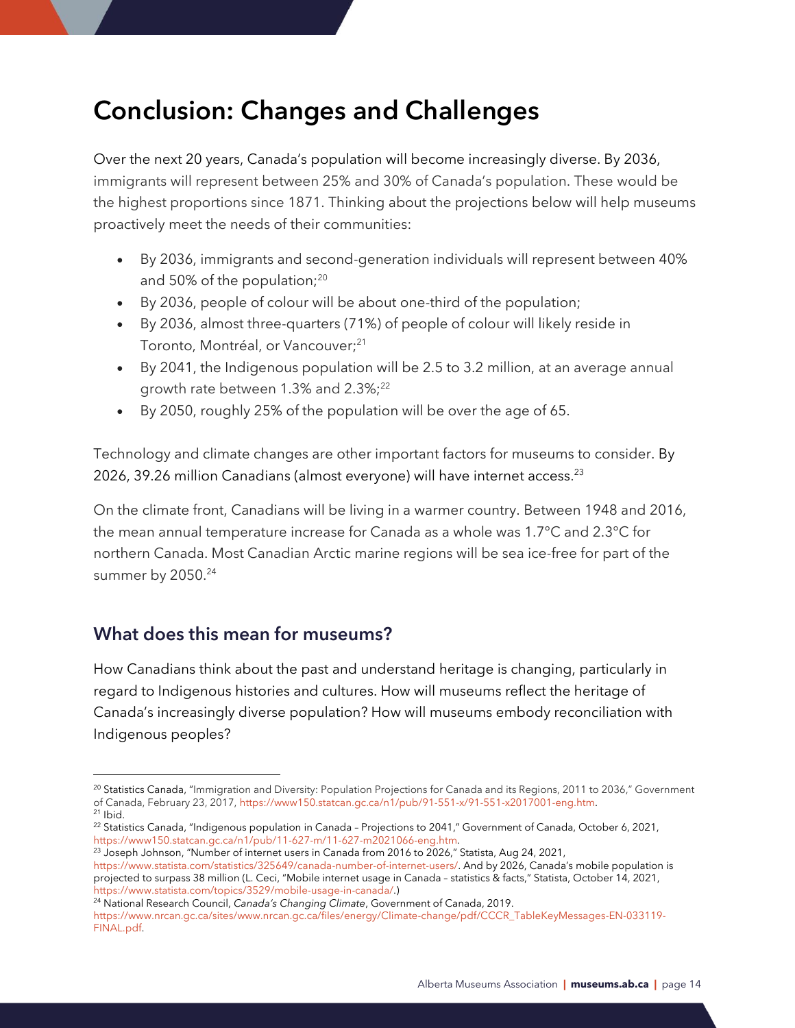# Conclusion: Changes and Challenges

Over the next 20 years, Canada's population will become increasingly diverse. By 2036, immigrants will represent between 25% and 30% of Canada's population. These would be the highest proportions since 1871. Thinking about the projections below will help museums proactively meet the needs of their communities:

- By 2036, immigrants and second-generation individuals will represent between 40% and 50% of the population;[20]
- By 2036, people of colour will be about one-third of the population;
- By 2036, almost three-quarters (71%) of people of colour will likely reside in Toronto, Montréal, or Vancouver;[21]
- By 2041, the Indigenous population will be 2.5 to 3.2 million, at an average annual growth rate between 1.3% and 2.3%;[22]
- By 2050, roughly 25% of the population will be over the age of 65.

Technology and climate changes are other important factors for museums to consider. By 2026, 39.26 million Canadians (almost everyone) will have internet access.[23]

On the climate front, Canadians will be living in a warmer country. Between 1948 and 2016, the mean annual temperature increase for Canada as a whole was 1.7°C and 2.3°C for northern Canada. Most Canadian Arctic marine regions will be sea ice-free for part of the summer by 2050.[24]

## What does this mean for museums?

How Canadians think about the past and understand heritage is changing, particularly in regard to Indigenous histories and cultures. How will museums reflect the heritage of Canada's increasingly diverse population? How will museums embody reconciliation with Indigenous peoples?

---

[20] Statistics Canada, "Immigration and Diversity: Population Projections for Canada and its Regions, 2011 to 2036," Government of Canada, February 23, 2017, https://www150.statcan.gc.ca/n1/pub/91-551-x/91-551-x2017001-eng.htm.

[21] Ibid.

[22] Statistics Canada, "Indigenous population in Canada – Projections to 2041," Government of Canada, October 6, 2021, https://www150.statcan.gc.ca/n1/pub/11-627-m/11-627-m2021066-eng.htm.

[23] Joseph Johnson, "Number of internet users in Canada from 2016 to 2026," Statista, Aug 24, 2021, https://www.statista.com/statistics/325649/canada-number-of-internet-users/. And by 2026, Canada's mobile population is projected to surpass 38 million (L. Ceci, "Mobile internet usage in Canada – statistics & facts," Statista, October 14, 2021, https://www.statista.com/topics/3529/mobile-usage-in-canada/.)

[24] National Research Council, *Canada's Changing Climate*, Government of Canada, 2019. https://www.nrcan.gc.ca/sites/www.nrcan.gc.ca/files/energy/Climate-change/pdf/CCCR_TableKeyMessages-EN-033119-FINAL.pdf.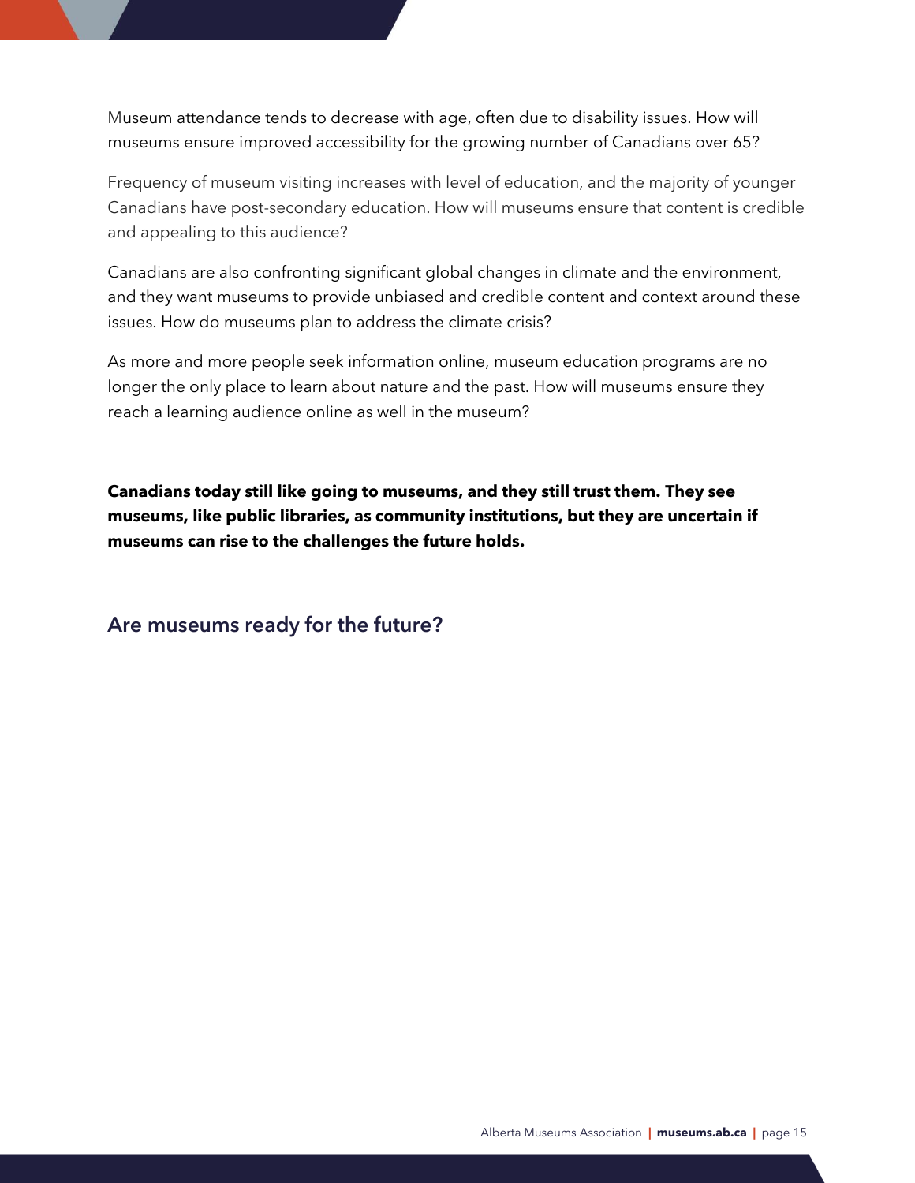Museum attendance tends to decrease with age, often due to disability issues. How will museums ensure improved accessibility for the growing number of Canadians over 65?

Frequency of museum visiting increases with level of education, and the majority of younger Canadians have post-secondary education. How will museums ensure that content is credible and appealing to this audience?

Canadians are also confronting significant global changes in climate and the environment, and they want museums to provide unbiased and credible content and context around these issues. How do museums plan to address the climate crisis?

As more and more people seek information online, museum education programs are no longer the only place to learn about nature and the past. How will museums ensure they reach a learning audience online as well in the museum?

**Canadians today still like going to museums, and they still trust them. They see museums, like public libraries, as community institutions, but they are uncertain if museums can rise to the challenges the future holds.**

## Are museums ready for the future?